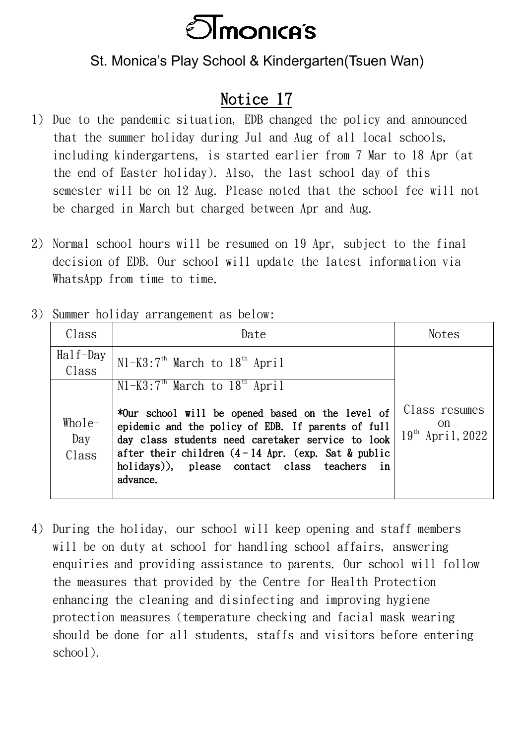# St.Monica's

St. Monica's Play School & Kindergarten(Tsuen Wan)

## Notice 17

1) Due to the pandemic situation, EDB changed the policy and announced that the summer holiday during Jul and Aug of all local schools, including kindergartens, is started earlier from 7 Mar to 18 Apr (at the end of Easter holiday). Also, the last school day of this semester will be on 12 Aug. Please noted that the school fee will not be charged in March but charged between Apr and Aug.

2) Normal school hours will be resumed on 19 Apr, subject to the final decision of EDB. Our school will update the latest information via WhatsApp from time to time.

3) Summer holiday arrangement as below:

| Class | Date | Notes |
|---|---|---|
| Half-Day Class | N1-K3:7th March to 18th April | Class resumes on 19th April,2022 |
| Whole-Day Class | N1-K3:7th March to 18th April<br><br>**\*Our school will be opened based on the level of epidemic and the policy of EDB. If parents of full day class students need caretaker service to look after their children (4 - 14 Apr. (exp. Sat & public holidays)), please contact class teachers in advance.** | |

4) During the holiday, our school will keep opening and staff members will be on duty at school for handling school affairs, answering enquiries and providing assistance to parents. Our school will follow the measures that provided by the Centre for Health Protection enhancing the cleaning and disinfecting and improving hygiene protection measures (temperature checking and facial mask wearing should be done for all students, staffs and visitors before entering school).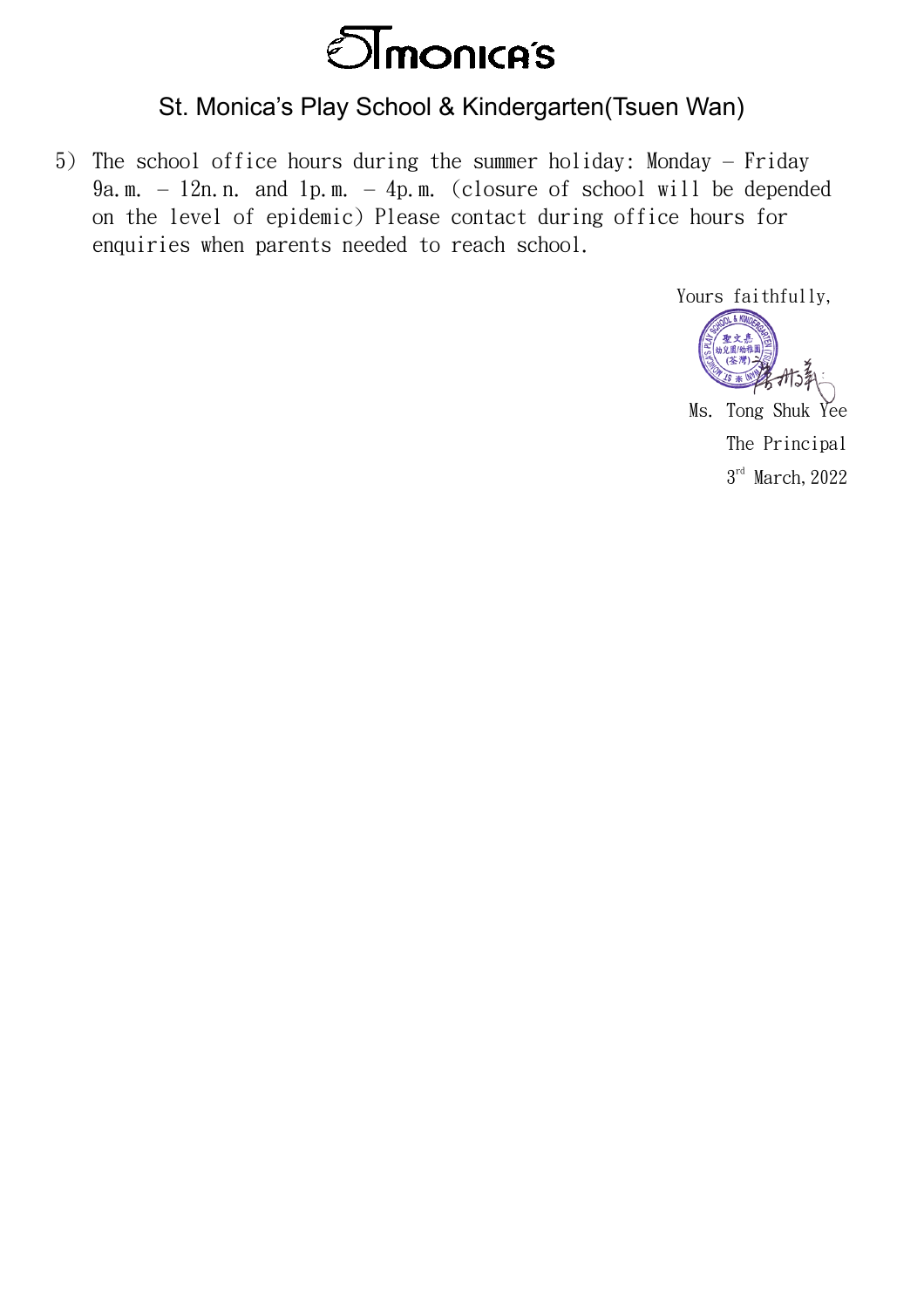St. Monica's Play School & Kindergarten(Tsuen Wan)

5) The school office hours during the summer holiday: Monday – Friday 9a.m. – 12n.n. and 1p.m. – 4p.m. (closure of school will be depended on the level of epidemic) Please contact during office hours for enquiries when parents needed to reach school.

Yours faithfully,

Ms. Tong Shuk Yee

The Principal

3rd March, 2022